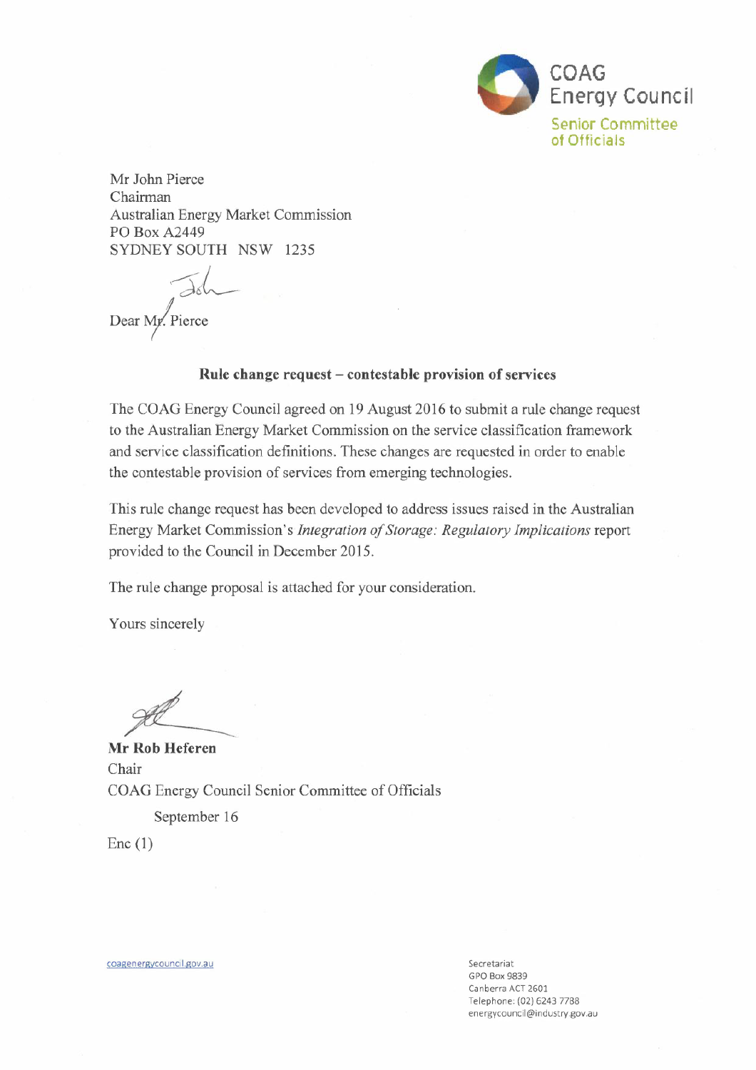COAG Energy Council
Senior Committee of Officials

Mr John Pierce
Chairman
Australian Energy Market Commission
PO Box A2449
SYDNEY SOUTH NSW 1235

Dear Mr. Pierce

**Rule change request – contestable provision of services**

The COAG Energy Council agreed on 19 August 2016 to submit a rule change request to the Australian Energy Market Commission on the service classification framework and service classification definitions. These changes are requested in order to enable the contestable provision of services from emerging technologies.

This rule change request has been developed to address issues raised in the Australian Energy Market Commission's *Integration of Storage: Regulatory Implications* report provided to the Council in December 2015.

The rule change proposal is attached for your consideration.

Yours sincerely

**Mr Rob Heferen**
Chair
COAG Energy Council Senior Committee of Officials

September 16

Enc (1)

coagenergycouncil.gov.au

Secretariat
GPO Box 9839
Canberra ACT 2601
Telephone: (02) 6243 7788
energycouncil@industry.gov.au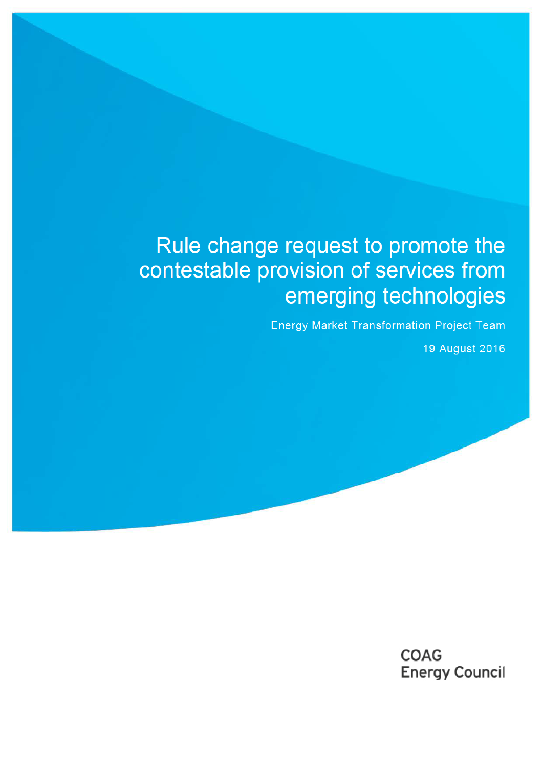# Rule change request to promote the contestable provision of services from emerging technologies

Energy Market Transformation Project Team

19 August 2016

COAG Energy Council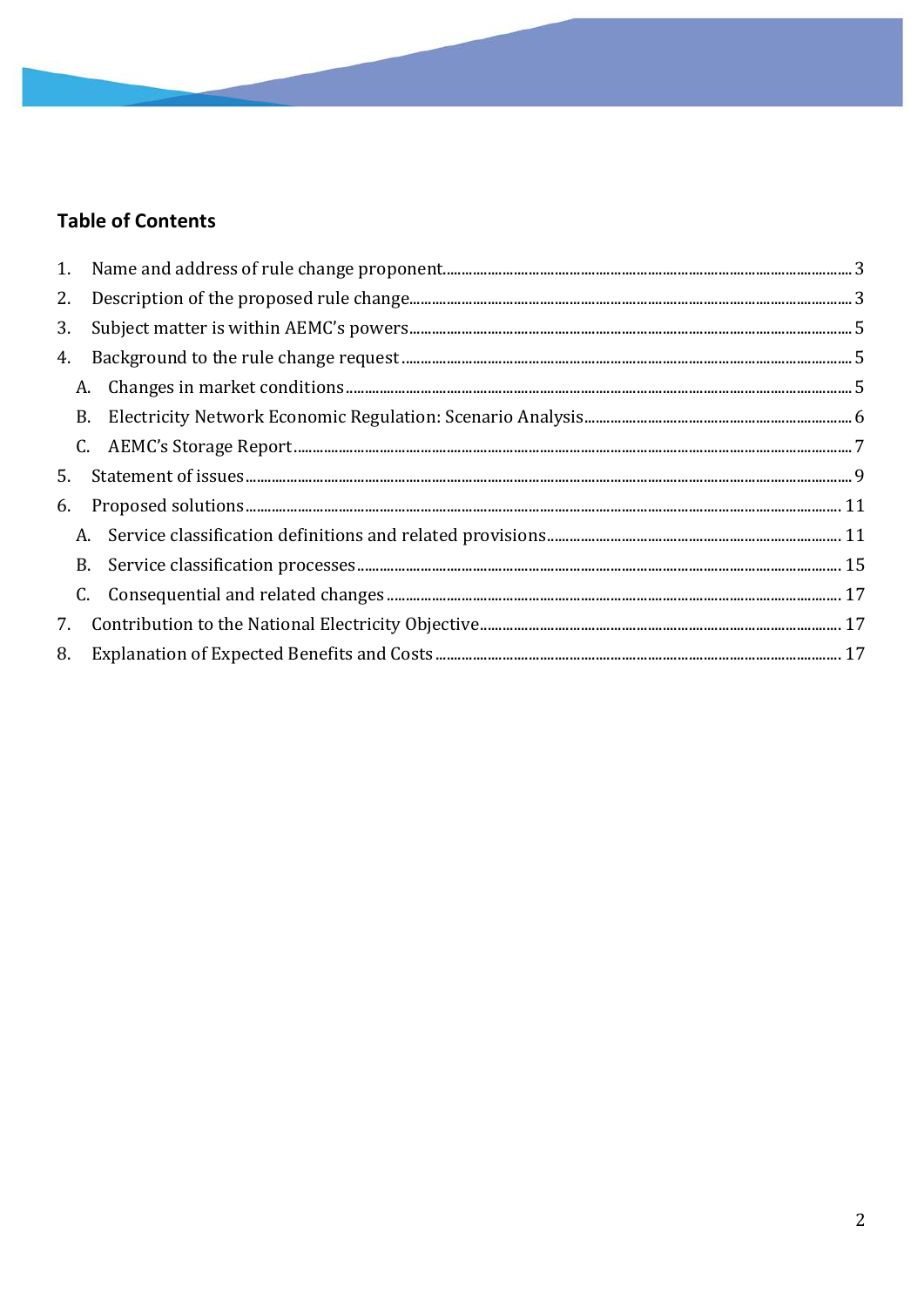## Table of Contents

1. Name and address of rule change proponent ... 3
2. Description of the proposed rule change ... 3
3. Subject matter is within AEMC's powers ... 5
4. Background to the rule change request ... 5
   - A. Changes in market conditions ... 5
   - B. Electricity Network Economic Regulation: Scenario Analysis ... 6
   - C. AEMC's Storage Report ... 7
5. Statement of issues ... 9
6. Proposed solutions ... 11
   - A. Service classification definitions and related provisions ... 11
   - B. Service classification processes ... 15
   - C. Consequential and related changes ... 17
7. Contribution to the National Electricity Objective ... 17
8. Explanation of Expected Benefits and Costs ... 17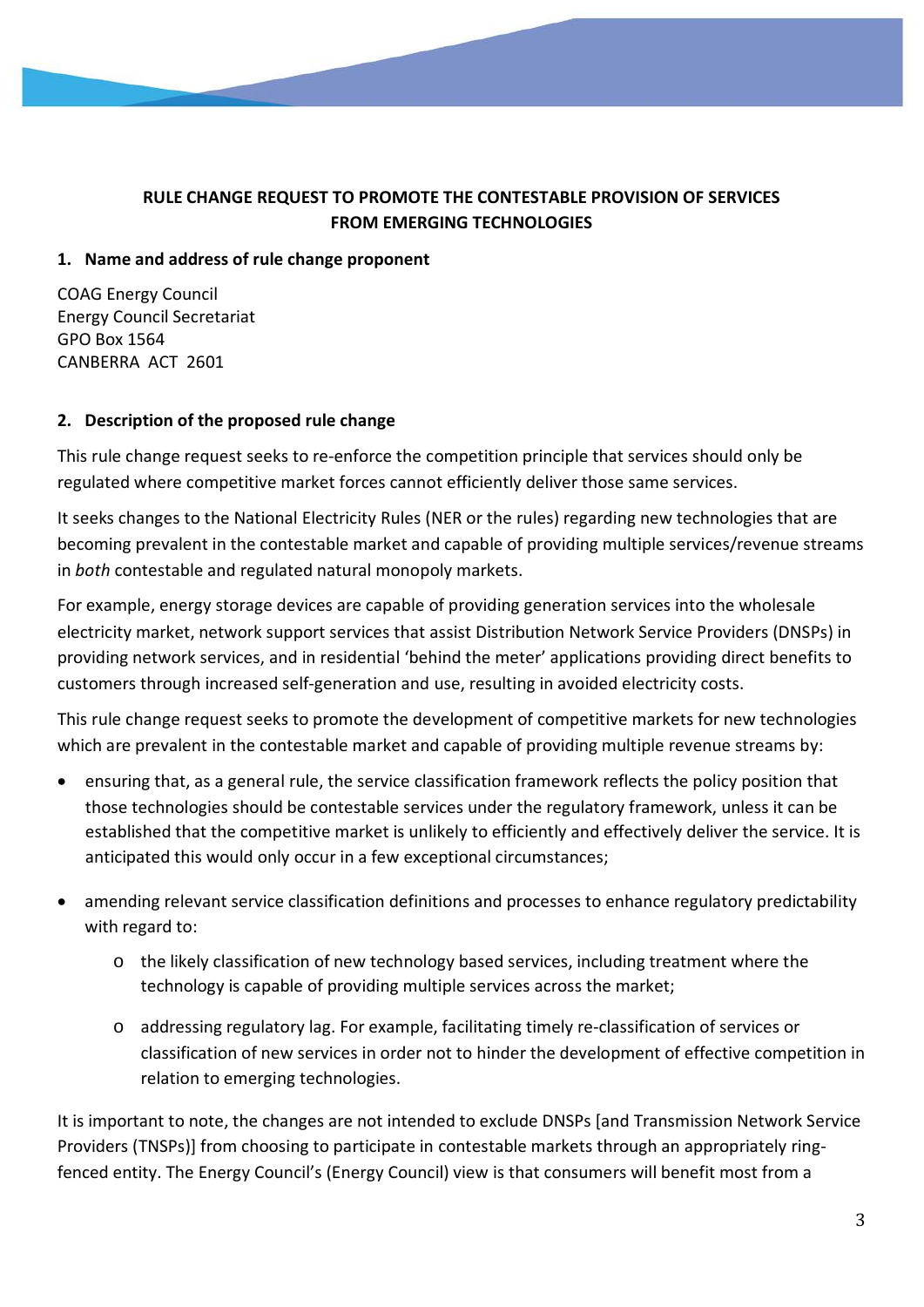**RULE CHANGE REQUEST TO PROMOTE THE CONTESTABLE PROVISION OF SERVICES FROM EMERGING TECHNOLOGIES**

## 1. Name and address of rule change proponent

COAG Energy Council
Energy Council Secretariat
GPO Box 1564
CANBERRA ACT 2601

## 2. Description of the proposed rule change

This rule change request seeks to re-enforce the competition principle that services should only be regulated where competitive market forces cannot efficiently deliver those same services.

It seeks changes to the National Electricity Rules (NER or the rules) regarding new technologies that are becoming prevalent in the contestable market and capable of providing multiple services/revenue streams in *both* contestable and regulated natural monopoly markets.

For example, energy storage devices are capable of providing generation services into the wholesale electricity market, network support services that assist Distribution Network Service Providers (DNSPs) in providing network services, and in residential 'behind the meter' applications providing direct benefits to customers through increased self-generation and use, resulting in avoided electricity costs.

This rule change request seeks to promote the development of competitive markets for new technologies which are prevalent in the contestable market and capable of providing multiple revenue streams by:

- ensuring that, as a general rule, the service classification framework reflects the policy position that those technologies should be contestable services under the regulatory framework, unless it can be established that the competitive market is unlikely to efficiently and effectively deliver the service. It is anticipated this would only occur in a few exceptional circumstances;
- amending relevant service classification definitions and processes to enhance regulatory predictability with regard to:
  - the likely classification of new technology based services, including treatment where the technology is capable of providing multiple services across the market;
  - addressing regulatory lag. For example, facilitating timely re-classification of services or classification of new services in order not to hinder the development of effective competition in relation to emerging technologies.

It is important to note, the changes are not intended to exclude DNSPs [and Transmission Network Service Providers (TNSPs)] from choosing to participate in contestable markets through an appropriately ring-fenced entity. The Energy Council's (Energy Council) view is that consumers will benefit most from a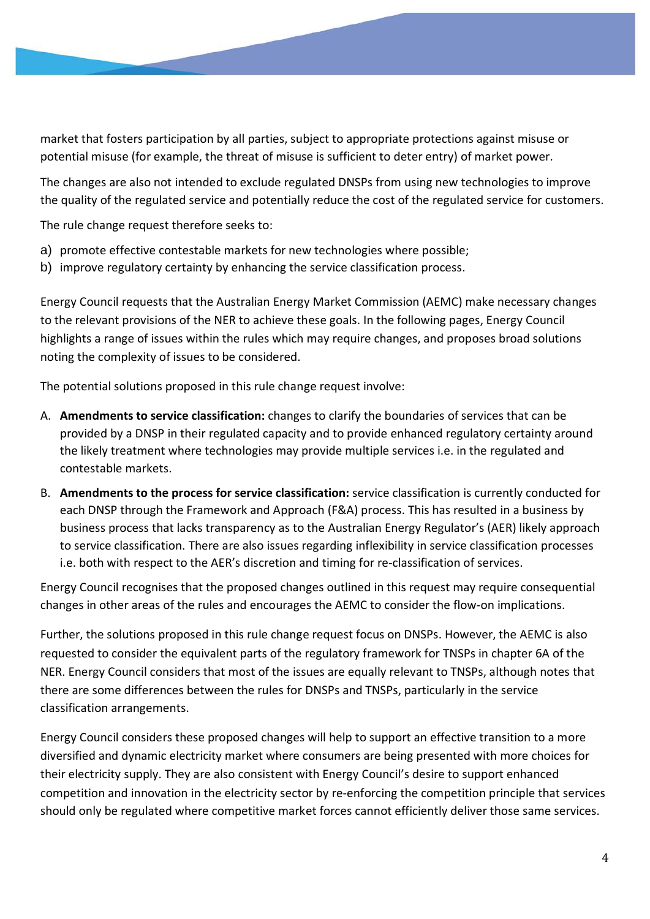market that fosters participation by all parties, subject to appropriate protections against misuse or potential misuse (for example, the threat of misuse is sufficient to deter entry) of market power.

The changes are also not intended to exclude regulated DNSPs from using new technologies to improve the quality of the regulated service and potentially reduce the cost of the regulated service for customers.

The rule change request therefore seeks to:

a) promote effective contestable markets for new technologies where possible;
b) improve regulatory certainty by enhancing the service classification process.

Energy Council requests that the Australian Energy Market Commission (AEMC) make necessary changes to the relevant provisions of the NER to achieve these goals. In the following pages, Energy Council highlights a range of issues within the rules which may require changes, and proposes broad solutions noting the complexity of issues to be considered.

The potential solutions proposed in this rule change request involve:

A. **Amendments to service classification:** changes to clarify the boundaries of services that can be provided by a DNSP in their regulated capacity and to provide enhanced regulatory certainty around the likely treatment where technologies may provide multiple services i.e. in the regulated and contestable markets.
B. **Amendments to the process for service classification:** service classification is currently conducted for each DNSP through the Framework and Approach (F&A) process. This has resulted in a business by business process that lacks transparency as to the Australian Energy Regulator's (AER) likely approach to service classification. There are also issues regarding inflexibility in service classification processes i.e. both with respect to the AER's discretion and timing for re-classification of services.

Energy Council recognises that the proposed changes outlined in this request may require consequential changes in other areas of the rules and encourages the AEMC to consider the flow-on implications.

Further, the solutions proposed in this rule change request focus on DNSPs. However, the AEMC is also requested to consider the equivalent parts of the regulatory framework for TNSPs in chapter 6A of the NER. Energy Council considers that most of the issues are equally relevant to TNSPs, although notes that there are some differences between the rules for DNSPs and TNSPs, particularly in the service classification arrangements.

Energy Council considers these proposed changes will help to support an effective transition to a more diversified and dynamic electricity market where consumers are being presented with more choices for their electricity supply. They are also consistent with Energy Council's desire to support enhanced competition and innovation in the electricity sector by re-enforcing the competition principle that services should only be regulated where competitive market forces cannot efficiently deliver those same services.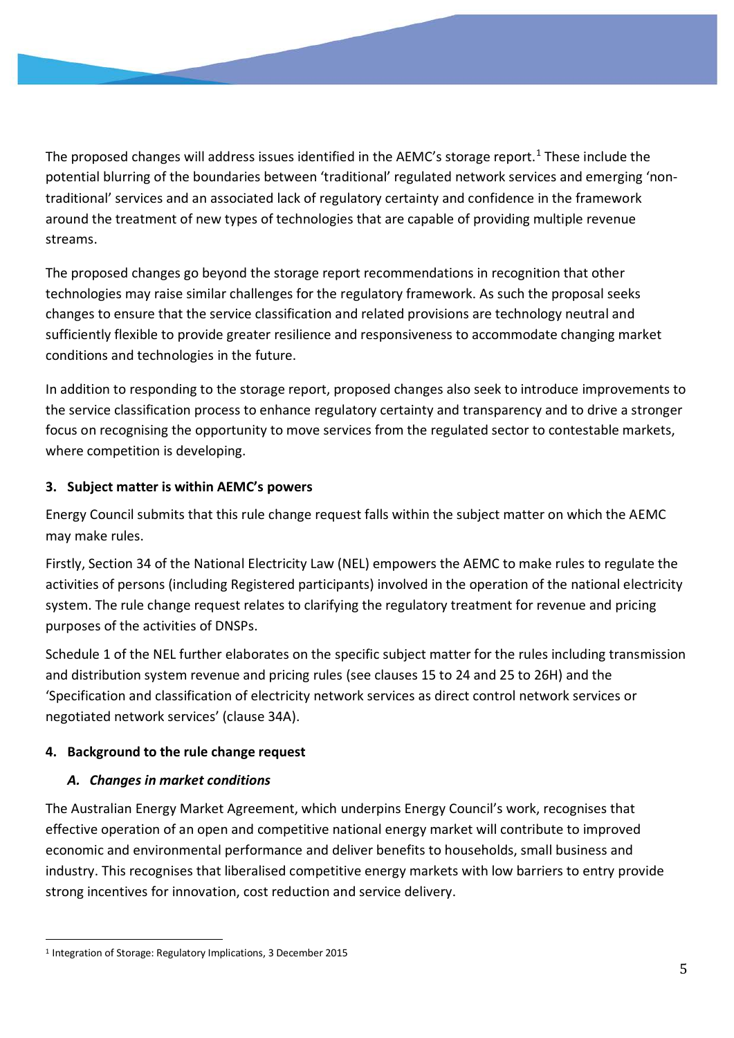The proposed changes will address issues identified in the AEMC's storage report.[1] These include the potential blurring of the boundaries between 'traditional' regulated network services and emerging 'non-traditional' services and an associated lack of regulatory certainty and confidence in the framework around the treatment of new types of technologies that are capable of providing multiple revenue streams.

The proposed changes go beyond the storage report recommendations in recognition that other technologies may raise similar challenges for the regulatory framework. As such the proposal seeks changes to ensure that the service classification and related provisions are technology neutral and sufficiently flexible to provide greater resilience and responsiveness to accommodate changing market conditions and technologies in the future.

In addition to responding to the storage report, proposed changes also seek to introduce improvements to the service classification process to enhance regulatory certainty and transparency and to drive a stronger focus on recognising the opportunity to move services from the regulated sector to contestable markets, where competition is developing.

**3. Subject matter is within AEMC's powers**

Energy Council submits that this rule change request falls within the subject matter on which the AEMC may make rules.

Firstly, Section 34 of the National Electricity Law (NEL) empowers the AEMC to make rules to regulate the activities of persons (including Registered participants) involved in the operation of the national electricity system. The rule change request relates to clarifying the regulatory treatment for revenue and pricing purposes of the activities of DNSPs.

Schedule 1 of the NEL further elaborates on the specific subject matter for the rules including transmission and distribution system revenue and pricing rules (see clauses 15 to 24 and 25 to 26H) and the 'Specification and classification of electricity network services as direct control network services or negotiated network services' (clause 34A).

**4. Background to the rule change request**

***A. Changes in market conditions***

The Australian Energy Market Agreement, which underpins Energy Council's work, recognises that effective operation of an open and competitive national energy market will contribute to improved economic and environmental performance and deliver benefits to households, small business and industry. This recognises that liberalised competitive energy markets with low barriers to entry provide strong incentives for innovation, cost reduction and service delivery.

[1] Integration of Storage: Regulatory Implications, 3 December 2015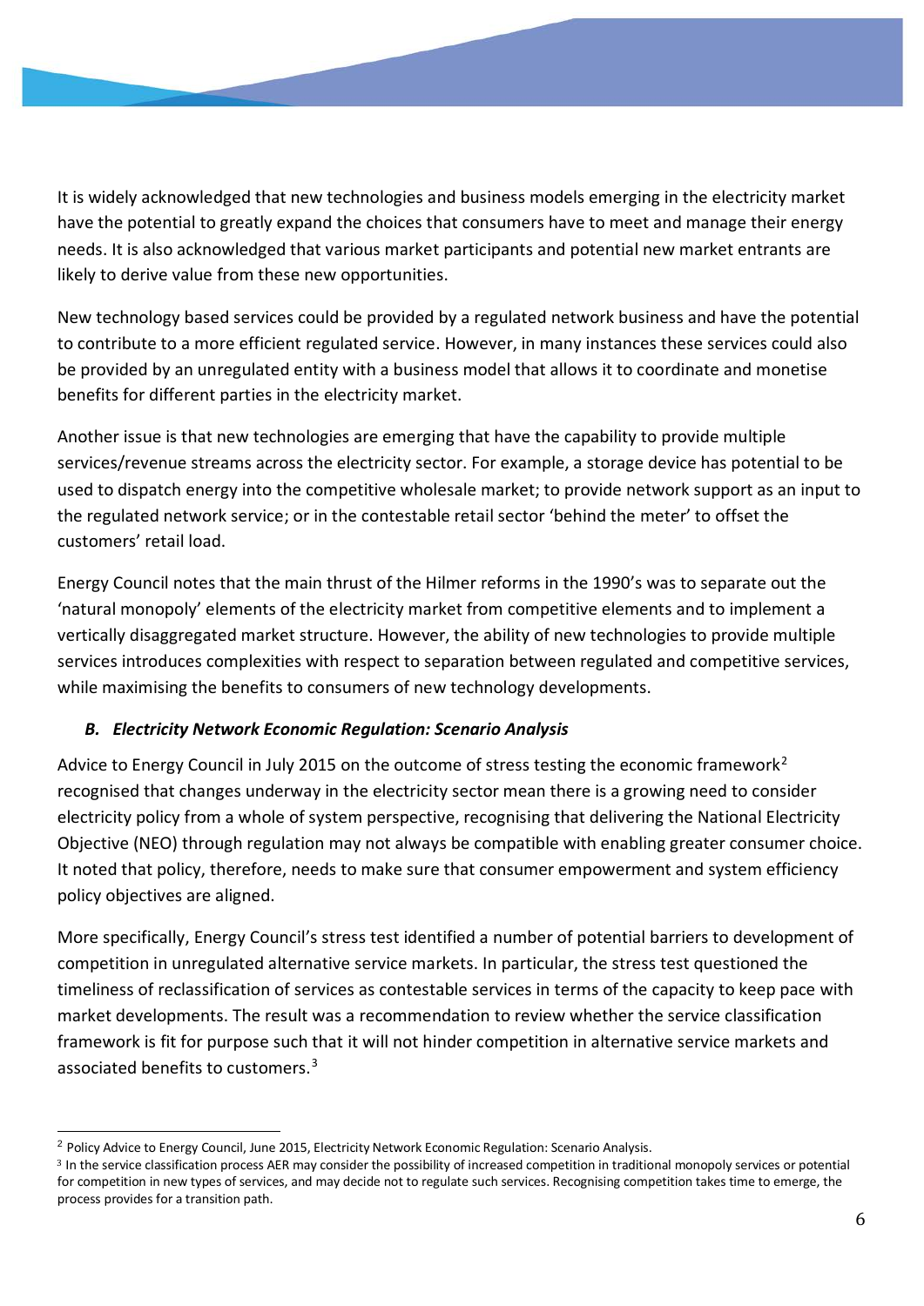It is widely acknowledged that new technologies and business models emerging in the electricity market have the potential to greatly expand the choices that consumers have to meet and manage their energy needs. It is also acknowledged that various market participants and potential new market entrants are likely to derive value from these new opportunities.

New technology based services could be provided by a regulated network business and have the potential to contribute to a more efficient regulated service. However, in many instances these services could also be provided by an unregulated entity with a business model that allows it to coordinate and monetise benefits for different parties in the electricity market.

Another issue is that new technologies are emerging that have the capability to provide multiple services/revenue streams across the electricity sector. For example, a storage device has potential to be used to dispatch energy into the competitive wholesale market; to provide network support as an input to the regulated network service; or in the contestable retail sector 'behind the meter' to offset the customers' retail load.

Energy Council notes that the main thrust of the Hilmer reforms in the 1990's was to separate out the 'natural monopoly' elements of the electricity market from competitive elements and to implement a vertically disaggregated market structure. However, the ability of new technologies to provide multiple services introduces complexities with respect to separation between regulated and competitive services, while maximising the benefits to consumers of new technology developments.

### *B. Electricity Network Economic Regulation: Scenario Analysis*

Advice to Energy Council in July 2015 on the outcome of stress testing the economic framework[2] recognised that changes underway in the electricity sector mean there is a growing need to consider electricity policy from a whole of system perspective, recognising that delivering the National Electricity Objective (NEO) through regulation may not always be compatible with enabling greater consumer choice. It noted that policy, therefore, needs to make sure that consumer empowerment and system efficiency policy objectives are aligned.

More specifically, Energy Council's stress test identified a number of potential barriers to development of competition in unregulated alternative service markets. In particular, the stress test questioned the timeliness of reclassification of services as contestable services in terms of the capacity to keep pace with market developments. The result was a recommendation to review whether the service classification framework is fit for purpose such that it will not hinder competition in alternative service markets and associated benefits to customers.[3]

---

[2] Policy Advice to Energy Council, June 2015, Electricity Network Economic Regulation: Scenario Analysis.

[3] In the service classification process AER may consider the possibility of increased competition in traditional monopoly services or potential for competition in new types of services, and may decide not to regulate such services. Recognising competition takes time to emerge, the process provides for a transition path.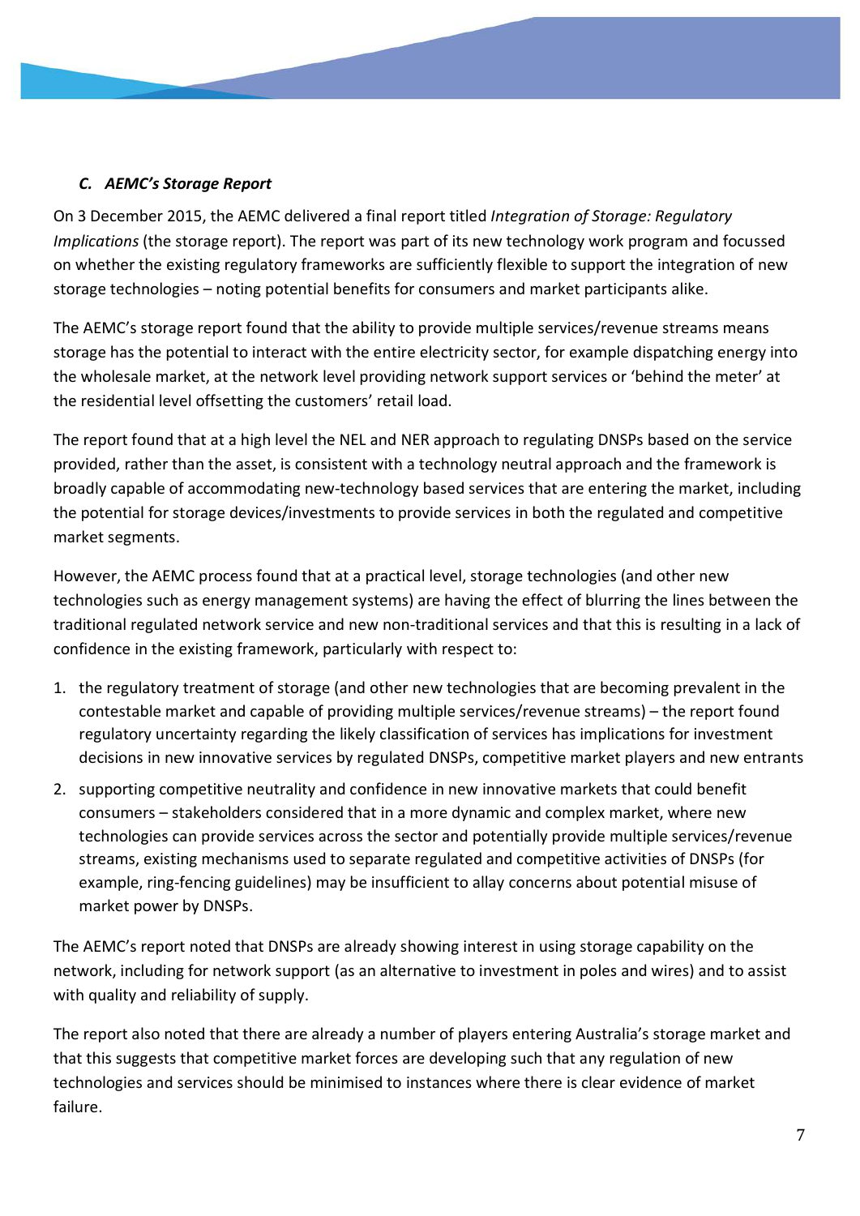### *C. AEMC's Storage Report*

On 3 December 2015, the AEMC delivered a final report titled *Integration of Storage: Regulatory Implications* (the storage report). The report was part of its new technology work program and focussed on whether the existing regulatory frameworks are sufficiently flexible to support the integration of new storage technologies – noting potential benefits for consumers and market participants alike.

The AEMC's storage report found that the ability to provide multiple services/revenue streams means storage has the potential to interact with the entire electricity sector, for example dispatching energy into the wholesale market, at the network level providing network support services or 'behind the meter' at the residential level offsetting the customers' retail load.

The report found that at a high level the NEL and NER approach to regulating DNSPs based on the service provided, rather than the asset, is consistent with a technology neutral approach and the framework is broadly capable of accommodating new-technology based services that are entering the market, including the potential for storage devices/investments to provide services in both the regulated and competitive market segments.

However, the AEMC process found that at a practical level, storage technologies (and other new technologies such as energy management systems) are having the effect of blurring the lines between the traditional regulated network service and new non-traditional services and that this is resulting in a lack of confidence in the existing framework, particularly with respect to:

1. the regulatory treatment of storage (and other new technologies that are becoming prevalent in the contestable market and capable of providing multiple services/revenue streams) – the report found regulatory uncertainty regarding the likely classification of services has implications for investment decisions in new innovative services by regulated DNSPs, competitive market players and new entrants
2. supporting competitive neutrality and confidence in new innovative markets that could benefit consumers – stakeholders considered that in a more dynamic and complex market, where new technologies can provide services across the sector and potentially provide multiple services/revenue streams, existing mechanisms used to separate regulated and competitive activities of DNSPs (for example, ring-fencing guidelines) may be insufficient to allay concerns about potential misuse of market power by DNSPs.

The AEMC's report noted that DNSPs are already showing interest in using storage capability on the network, including for network support (as an alternative to investment in poles and wires) and to assist with quality and reliability of supply.

The report also noted that there are already a number of players entering Australia's storage market and that this suggests that competitive market forces are developing such that any regulation of new technologies and services should be minimised to instances where there is clear evidence of market failure.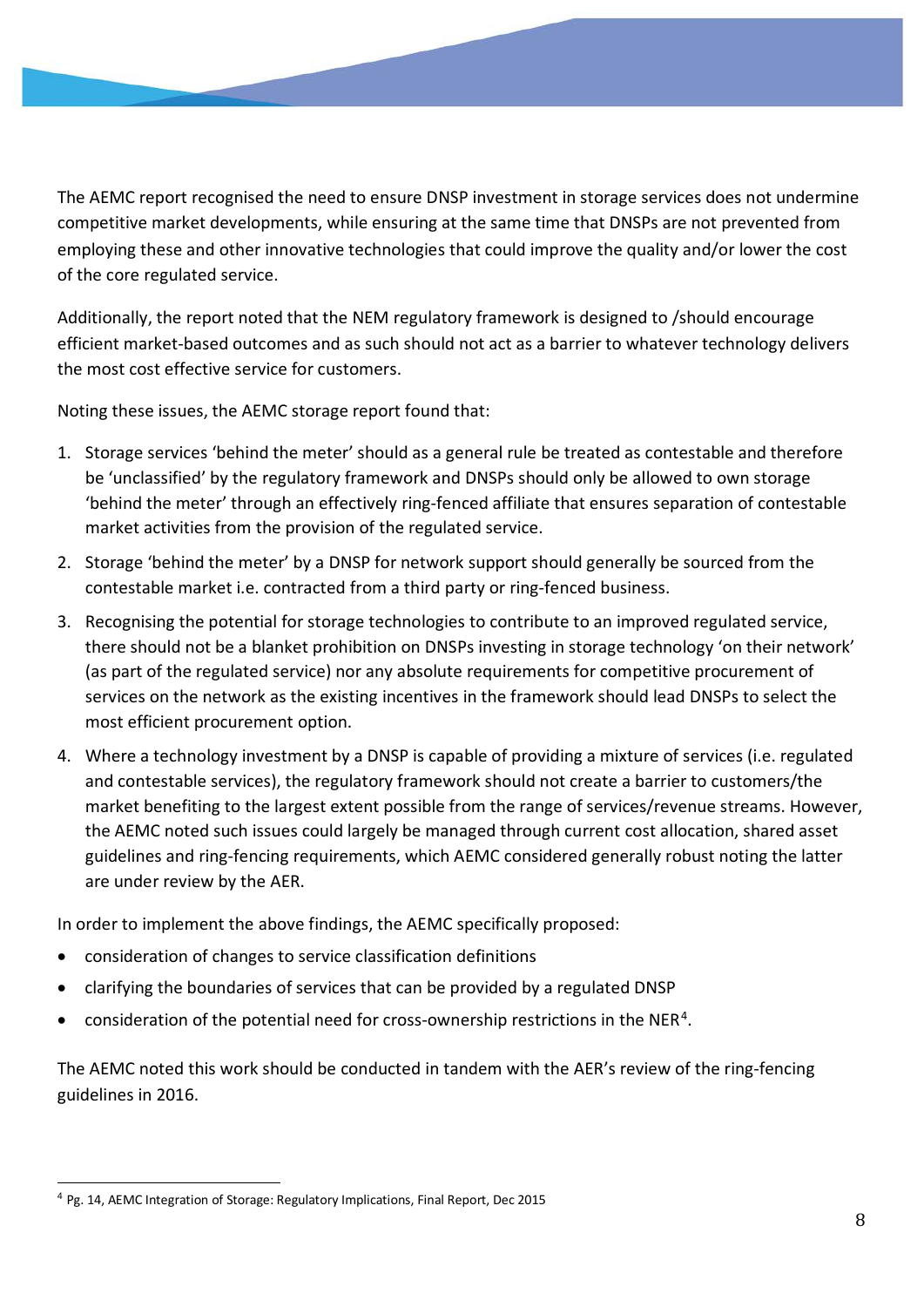The AEMC report recognised the need to ensure DNSP investment in storage services does not undermine competitive market developments, while ensuring at the same time that DNSPs are not prevented from employing these and other innovative technologies that could improve the quality and/or lower the cost of the core regulated service.

Additionally, the report noted that the NEM regulatory framework is designed to /should encourage efficient market-based outcomes and as such should not act as a barrier to whatever technology delivers the most cost effective service for customers.

Noting these issues, the AEMC storage report found that:

1. Storage services 'behind the meter' should as a general rule be treated as contestable and therefore be 'unclassified' by the regulatory framework and DNSPs should only be allowed to own storage 'behind the meter' through an effectively ring-fenced affiliate that ensures separation of contestable market activities from the provision of the regulated service.
2. Storage 'behind the meter' by a DNSP for network support should generally be sourced from the contestable market i.e. contracted from a third party or ring-fenced business.
3. Recognising the potential for storage technologies to contribute to an improved regulated service, there should not be a blanket prohibition on DNSPs investing in storage technology 'on their network' (as part of the regulated service) nor any absolute requirements for competitive procurement of services on the network as the existing incentives in the framework should lead DNSPs to select the most efficient procurement option.
4. Where a technology investment by a DNSP is capable of providing a mixture of services (i.e. regulated and contestable services), the regulatory framework should not create a barrier to customers/the market benefiting to the largest extent possible from the range of services/revenue streams. However, the AEMC noted such issues could largely be managed through current cost allocation, shared asset guidelines and ring-fencing requirements, which AEMC considered generally robust noting the latter are under review by the AER.

In order to implement the above findings, the AEMC specifically proposed:

- consideration of changes to service classification definitions
- clarifying the boundaries of services that can be provided by a regulated DNSP
- consideration of the potential need for cross-ownership restrictions in the NER[4].

The AEMC noted this work should be conducted in tandem with the AER's review of the ring-fencing guidelines in 2016.

[4] Pg. 14, AEMC Integration of Storage: Regulatory Implications, Final Report, Dec 2015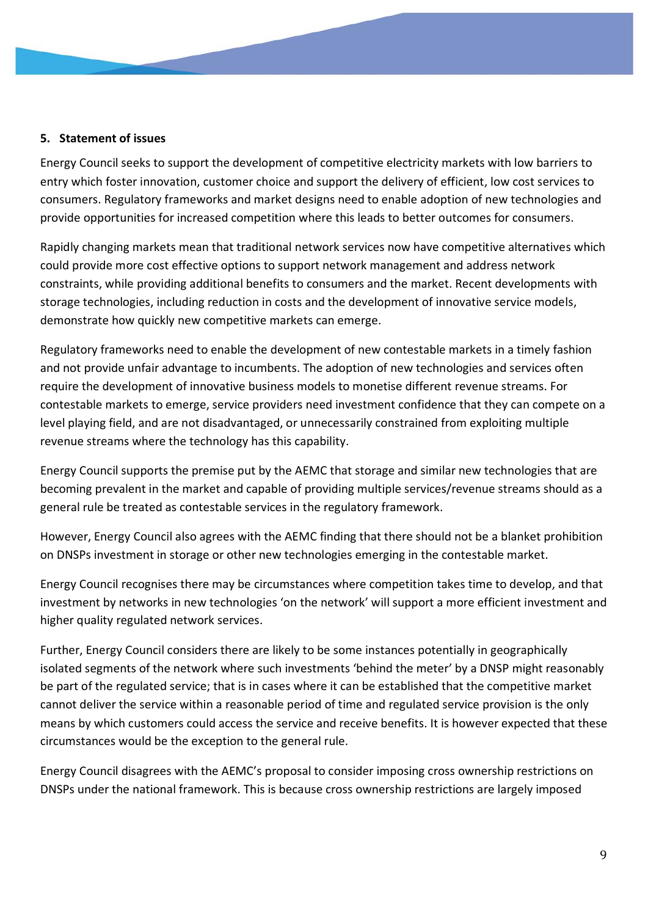**5. Statement of issues**

Energy Council seeks to support the development of competitive electricity markets with low barriers to entry which foster innovation, customer choice and support the delivery of efficient, low cost services to consumers. Regulatory frameworks and market designs need to enable adoption of new technologies and provide opportunities for increased competition where this leads to better outcomes for consumers.

Rapidly changing markets mean that traditional network services now have competitive alternatives which could provide more cost effective options to support network management and address network constraints, while providing additional benefits to consumers and the market. Recent developments with storage technologies, including reduction in costs and the development of innovative service models, demonstrate how quickly new competitive markets can emerge.

Regulatory frameworks need to enable the development of new contestable markets in a timely fashion and not provide unfair advantage to incumbents. The adoption of new technologies and services often require the development of innovative business models to monetise different revenue streams. For contestable markets to emerge, service providers need investment confidence that they can compete on a level playing field, and are not disadvantaged, or unnecessarily constrained from exploiting multiple revenue streams where the technology has this capability.

Energy Council supports the premise put by the AEMC that storage and similar new technologies that are becoming prevalent in the market and capable of providing multiple services/revenue streams should as a general rule be treated as contestable services in the regulatory framework.

However, Energy Council also agrees with the AEMC finding that there should not be a blanket prohibition on DNSPs investment in storage or other new technologies emerging in the contestable market.

Energy Council recognises there may be circumstances where competition takes time to develop, and that investment by networks in new technologies 'on the network' will support a more efficient investment and higher quality regulated network services.

Further, Energy Council considers there are likely to be some instances potentially in geographically isolated segments of the network where such investments 'behind the meter' by a DNSP might reasonably be part of the regulated service; that is in cases where it can be established that the competitive market cannot deliver the service within a reasonable period of time and regulated service provision is the only means by which customers could access the service and receive benefits. It is however expected that these circumstances would be the exception to the general rule.

Energy Council disagrees with the AEMC's proposal to consider imposing cross ownership restrictions on DNSPs under the national framework. This is because cross ownership restrictions are largely imposed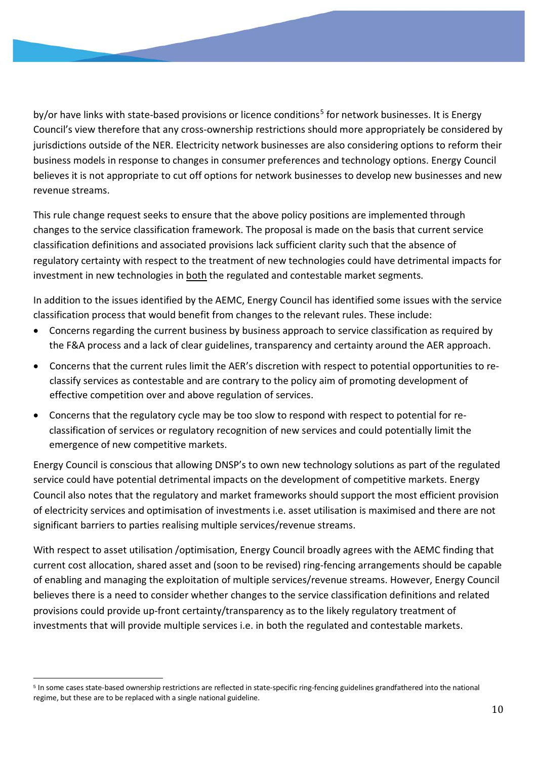by/or have links with state-based provisions or licence conditions[5] for network businesses. It is Energy Council's view therefore that any cross-ownership restrictions should more appropriately be considered by jurisdictions outside of the NER. Electricity network businesses are also considering options to reform their business models in response to changes in consumer preferences and technology options. Energy Council believes it is not appropriate to cut off options for network businesses to develop new businesses and new revenue streams.

This rule change request seeks to ensure that the above policy positions are implemented through changes to the service classification framework. The proposal is made on the basis that current service classification definitions and associated provisions lack sufficient clarity such that the absence of regulatory certainty with respect to the treatment of new technologies could have detrimental impacts for investment in new technologies in both the regulated and contestable market segments.

In addition to the issues identified by the AEMC, Energy Council has identified some issues with the service classification process that would benefit from changes to the relevant rules. These include:

- Concerns regarding the current business by business approach to service classification as required by the F&A process and a lack of clear guidelines, transparency and certainty around the AER approach.
- Concerns that the current rules limit the AER's discretion with respect to potential opportunities to re-classify services as contestable and are contrary to the policy aim of promoting development of effective competition over and above regulation of services.
- Concerns that the regulatory cycle may be too slow to respond with respect to potential for re-classification of services or regulatory recognition of new services and could potentially limit the emergence of new competitive markets.

Energy Council is conscious that allowing DNSP's to own new technology solutions as part of the regulated service could have potential detrimental impacts on the development of competitive markets. Energy Council also notes that the regulatory and market frameworks should support the most efficient provision of electricity services and optimisation of investments i.e. asset utilisation is maximised and there are not significant barriers to parties realising multiple services/revenue streams.

With respect to asset utilisation /optimisation, Energy Council broadly agrees with the AEMC finding that current cost allocation, shared asset and (soon to be revised) ring-fencing arrangements should be capable of enabling and managing the exploitation of multiple services/revenue streams. However, Energy Council believes there is a need to consider whether changes to the service classification definitions and related provisions could provide up-front certainty/transparency as to the likely regulatory treatment of investments that will provide multiple services i.e. in both the regulated and contestable markets.

[5] In some cases state-based ownership restrictions are reflected in state-specific ring-fencing guidelines grandfathered into the national regime, but these are to be replaced with a single national guideline.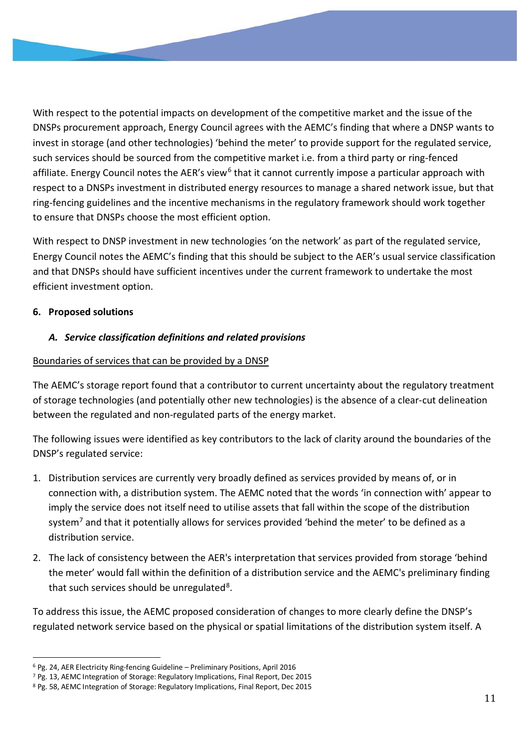With respect to the potential impacts on development of the competitive market and the issue of the DNSPs procurement approach, Energy Council agrees with the AEMC's finding that where a DNSP wants to invest in storage (and other technologies) 'behind the meter' to provide support for the regulated service, such services should be sourced from the competitive market i.e. from a third party or ring-fenced affiliate. Energy Council notes the AER's view[6] that it cannot currently impose a particular approach with respect to a DNSPs investment in distributed energy resources to manage a shared network issue, but that ring-fencing guidelines and the incentive mechanisms in the regulatory framework should work together to ensure that DNSPs choose the most efficient option.

With respect to DNSP investment in new technologies 'on the network' as part of the regulated service, Energy Council notes the AEMC's finding that this should be subject to the AER's usual service classification and that DNSPs should have sufficient incentives under the current framework to undertake the most efficient investment option.

## 6. Proposed solutions

### *A. Service classification definitions and related provisions*

<u>Boundaries of services that can be provided by a DNSP</u>

The AEMC's storage report found that a contributor to current uncertainty about the regulatory treatment of storage technologies (and potentially other new technologies) is the absence of a clear-cut delineation between the regulated and non-regulated parts of the energy market.

The following issues were identified as key contributors to the lack of clarity around the boundaries of the DNSP's regulated service:

1. Distribution services are currently very broadly defined as services provided by means of, or in connection with, a distribution system. The AEMC noted that the words 'in connection with' appear to imply the service does not itself need to utilise assets that fall within the scope of the distribution system[7] and that it potentially allows for services provided 'behind the meter' to be defined as a distribution service.
2. The lack of consistency between the AER's interpretation that services provided from storage 'behind the meter' would fall within the definition of a distribution service and the AEMC's preliminary finding that such services should be unregulated[8].

To address this issue, the AEMC proposed consideration of changes to more clearly define the DNSP's regulated network service based on the physical or spatial limitations of the distribution system itself. A

[6] Pg. 24, AER Electricity Ring-fencing Guideline – Preliminary Positions, April 2016

[7] Pg. 13, AEMC Integration of Storage: Regulatory Implications, Final Report, Dec 2015

[8] Pg. 58, AEMC Integration of Storage: Regulatory Implications, Final Report, Dec 2015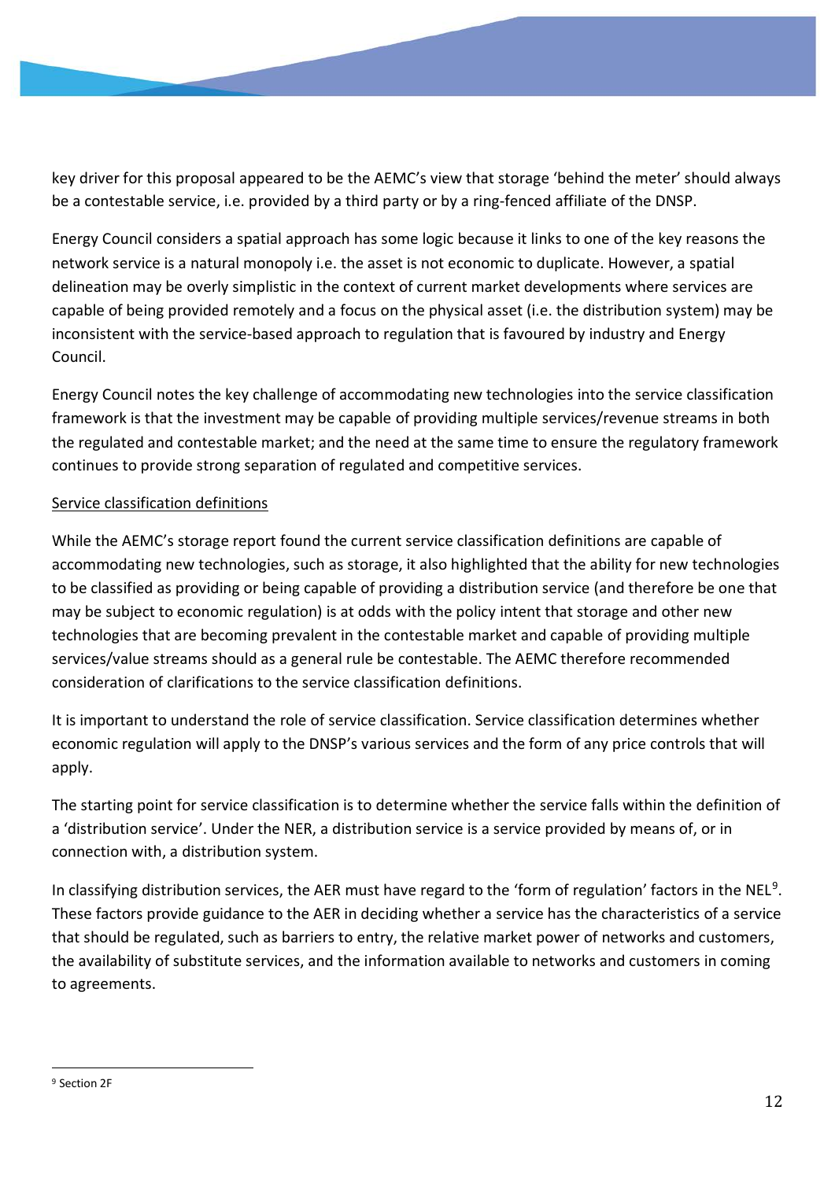key driver for this proposal appeared to be the AEMC's view that storage 'behind the meter' should always be a contestable service, i.e. provided by a third party or by a ring-fenced affiliate of the DNSP.

Energy Council considers a spatial approach has some logic because it links to one of the key reasons the network service is a natural monopoly i.e. the asset is not economic to duplicate. However, a spatial delineation may be overly simplistic in the context of current market developments where services are capable of being provided remotely and a focus on the physical asset (i.e. the distribution system) may be inconsistent with the service-based approach to regulation that is favoured by industry and Energy Council.

Energy Council notes the key challenge of accommodating new technologies into the service classification framework is that the investment may be capable of providing multiple services/revenue streams in both the regulated and contestable market; and the need at the same time to ensure the regulatory framework continues to provide strong separation of regulated and competitive services.

<u>Service classification definitions</u>

While the AEMC's storage report found the current service classification definitions are capable of accommodating new technologies, such as storage, it also highlighted that the ability for new technologies to be classified as providing or being capable of providing a distribution service (and therefore be one that may be subject to economic regulation) is at odds with the policy intent that storage and other new technologies that are becoming prevalent in the contestable market and capable of providing multiple services/value streams should as a general rule be contestable. The AEMC therefore recommended consideration of clarifications to the service classification definitions.

It is important to understand the role of service classification. Service classification determines whether economic regulation will apply to the DNSP's various services and the form of any price controls that will apply.

The starting point for service classification is to determine whether the service falls within the definition of a 'distribution service'. Under the NER, a distribution service is a service provided by means of, or in connection with, a distribution system.

In classifying distribution services, the AER must have regard to the 'form of regulation' factors in the NEL[9]. These factors provide guidance to the AER in deciding whether a service has the characteristics of a service that should be regulated, such as barriers to entry, the relative market power of networks and customers, the availability of substitute services, and the information available to networks and customers in coming to agreements.

[9] Section 2F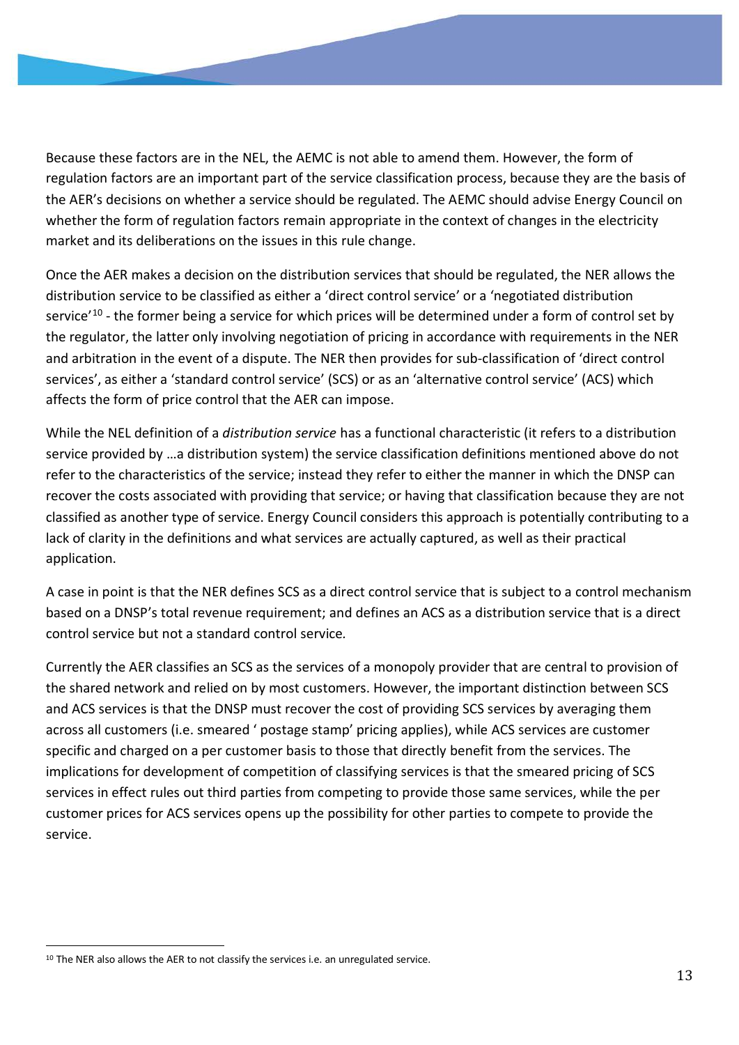Because these factors are in the NEL, the AEMC is not able to amend them. However, the form of regulation factors are an important part of the service classification process, because they are the basis of the AER's decisions on whether a service should be regulated. The AEMC should advise Energy Council on whether the form of regulation factors remain appropriate in the context of changes in the electricity market and its deliberations on the issues in this rule change.

Once the AER makes a decision on the distribution services that should be regulated, the NER allows the distribution service to be classified as either a 'direct control service' or a 'negotiated distribution service'[10] - the former being a service for which prices will be determined under a form of control set by the regulator, the latter only involving negotiation of pricing in accordance with requirements in the NER and arbitration in the event of a dispute. The NER then provides for sub-classification of 'direct control services', as either a 'standard control service' (SCS) or as an 'alternative control service' (ACS) which affects the form of price control that the AER can impose.

While the NEL definition of a *distribution service* has a functional characteristic (it refers to a distribution service provided by …a distribution system) the service classification definitions mentioned above do not refer to the characteristics of the service; instead they refer to either the manner in which the DNSP can recover the costs associated with providing that service; or having that classification because they are not classified as another type of service. Energy Council considers this approach is potentially contributing to a lack of clarity in the definitions and what services are actually captured, as well as their practical application.

A case in point is that the NER defines SCS as a direct control service that is subject to a control mechanism based on a DNSP's total revenue requirement; and defines an ACS as a distribution service that is a direct control service but not a standard control service.

Currently the AER classifies an SCS as the services of a monopoly provider that are central to provision of the shared network and relied on by most customers. However, the important distinction between SCS and ACS services is that the DNSP must recover the cost of providing SCS services by averaging them across all customers (i.e. smeared ' postage stamp' pricing applies), while ACS services are customer specific and charged on a per customer basis to those that directly benefit from the services. The implications for development of competition of classifying services is that the smeared pricing of SCS services in effect rules out third parties from competing to provide those same services, while the per customer prices for ACS services opens up the possibility for other parties to compete to provide the service.

---

[10] The NER also allows the AER to not classify the services i.e. an unregulated service.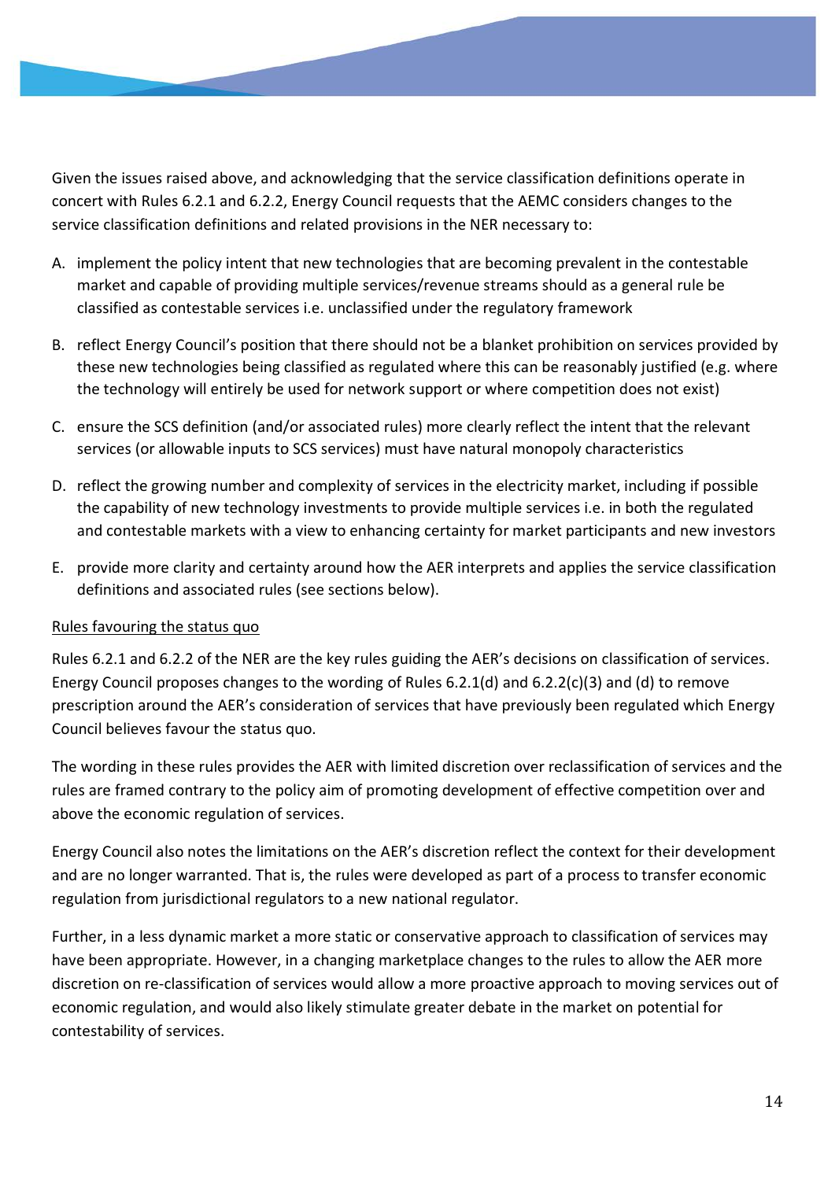Given the issues raised above, and acknowledging that the service classification definitions operate in concert with Rules 6.2.1 and 6.2.2, Energy Council requests that the AEMC considers changes to the service classification definitions and related provisions in the NER necessary to:

A. implement the policy intent that new technologies that are becoming prevalent in the contestable market and capable of providing multiple services/revenue streams should as a general rule be classified as contestable services i.e. unclassified under the regulatory framework

B. reflect Energy Council's position that there should not be a blanket prohibition on services provided by these new technologies being classified as regulated where this can be reasonably justified (e.g. where the technology will entirely be used for network support or where competition does not exist)

C. ensure the SCS definition (and/or associated rules) more clearly reflect the intent that the relevant services (or allowable inputs to SCS services) must have natural monopoly characteristics

D. reflect the growing number and complexity of services in the electricity market, including if possible the capability of new technology investments to provide multiple services i.e. in both the regulated and contestable markets with a view to enhancing certainty for market participants and new investors

E. provide more clarity and certainty around how the AER interprets and applies the service classification definitions and associated rules (see sections below).

<u>Rules favouring the status quo</u>

Rules 6.2.1 and 6.2.2 of the NER are the key rules guiding the AER's decisions on classification of services. Energy Council proposes changes to the wording of Rules 6.2.1(d) and 6.2.2(c)(3) and (d) to remove prescription around the AER's consideration of services that have previously been regulated which Energy Council believes favour the status quo.

The wording in these rules provides the AER with limited discretion over reclassification of services and the rules are framed contrary to the policy aim of promoting development of effective competition over and above the economic regulation of services.

Energy Council also notes the limitations on the AER's discretion reflect the context for their development and are no longer warranted. That is, the rules were developed as part of a process to transfer economic regulation from jurisdictional regulators to a new national regulator.

Further, in a less dynamic market a more static or conservative approach to classification of services may have been appropriate. However, in a changing marketplace changes to the rules to allow the AER more discretion on re-classification of services would allow a more proactive approach to moving services out of economic regulation, and would also likely stimulate greater debate in the market on potential for contestability of services.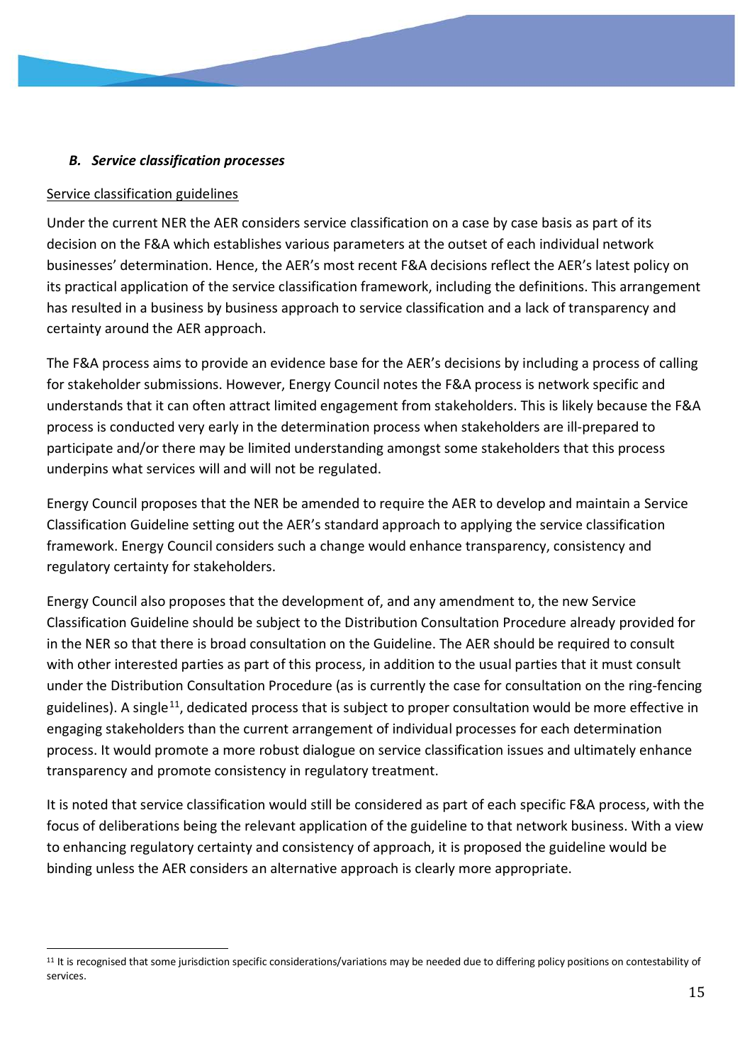### *B. Service classification processes*

Service classification guidelines

Under the current NER the AER considers service classification on a case by case basis as part of its decision on the F&A which establishes various parameters at the outset of each individual network businesses' determination. Hence, the AER's most recent F&A decisions reflect the AER's latest policy on its practical application of the service classification framework, including the definitions. This arrangement has resulted in a business by business approach to service classification and a lack of transparency and certainty around the AER approach.

The F&A process aims to provide an evidence base for the AER's decisions by including a process of calling for stakeholder submissions. However, Energy Council notes the F&A process is network specific and understands that it can often attract limited engagement from stakeholders. This is likely because the F&A process is conducted very early in the determination process when stakeholders are ill-prepared to participate and/or there may be limited understanding amongst some stakeholders that this process underpins what services will and will not be regulated.

Energy Council proposes that the NER be amended to require the AER to develop and maintain a Service Classification Guideline setting out the AER's standard approach to applying the service classification framework. Energy Council considers such a change would enhance transparency, consistency and regulatory certainty for stakeholders.

Energy Council also proposes that the development of, and any amendment to, the new Service Classification Guideline should be subject to the Distribution Consultation Procedure already provided for in the NER so that there is broad consultation on the Guideline. The AER should be required to consult with other interested parties as part of this process, in addition to the usual parties that it must consult under the Distribution Consultation Procedure (as is currently the case for consultation on the ring-fencing guidelines). A single[11], dedicated process that is subject to proper consultation would be more effective in engaging stakeholders than the current arrangement of individual processes for each determination process. It would promote a more robust dialogue on service classification issues and ultimately enhance transparency and promote consistency in regulatory treatment.

It is noted that service classification would still be considered as part of each specific F&A process, with the focus of deliberations being the relevant application of the guideline to that network business. With a view to enhancing regulatory certainty and consistency of approach, it is proposed the guideline would be binding unless the AER considers an alternative approach is clearly more appropriate.

[11] It is recognised that some jurisdiction specific considerations/variations may be needed due to differing policy positions on contestability of services.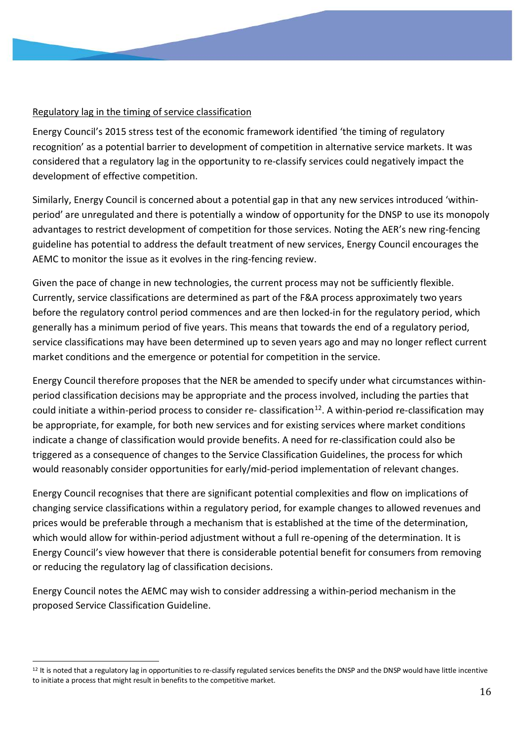<u>Regulatory lag in the timing of service classification</u>

Energy Council's 2015 stress test of the economic framework identified 'the timing of regulatory recognition' as a potential barrier to development of competition in alternative service markets. It was considered that a regulatory lag in the opportunity to re-classify services could negatively impact the development of effective competition.

Similarly, Energy Council is concerned about a potential gap in that any new services introduced 'within-period' are unregulated and there is potentially a window of opportunity for the DNSP to use its monopoly advantages to restrict development of competition for those services. Noting the AER's new ring-fencing guideline has potential to address the default treatment of new services, Energy Council encourages the AEMC to monitor the issue as it evolves in the ring-fencing review.

Given the pace of change in new technologies, the current process may not be sufficiently flexible. Currently, service classifications are determined as part of the F&A process approximately two years before the regulatory control period commences and are then locked-in for the regulatory period, which generally has a minimum period of five years. This means that towards the end of a regulatory period, service classifications may have been determined up to seven years ago and may no longer reflect current market conditions and the emergence or potential for competition in the service.

Energy Council therefore proposes that the NER be amended to specify under what circumstances within-period classification decisions may be appropriate and the process involved, including the parties that could initiate a within-period process to consider re- classification[12]. A within-period re-classification may be appropriate, for example, for both new services and for existing services where market conditions indicate a change of classification would provide benefits. A need for re-classification could also be triggered as a consequence of changes to the Service Classification Guidelines, the process for which would reasonably consider opportunities for early/mid-period implementation of relevant changes.

Energy Council recognises that there are significant potential complexities and flow on implications of changing service classifications within a regulatory period, for example changes to allowed revenues and prices would be preferable through a mechanism that is established at the time of the determination, which would allow for within-period adjustment without a full re-opening of the determination. It is Energy Council's view however that there is considerable potential benefit for consumers from removing or reducing the regulatory lag of classification decisions.

Energy Council notes the AEMC may wish to consider addressing a within-period mechanism in the proposed Service Classification Guideline.

---

[12] It is noted that a regulatory lag in opportunities to re-classify regulated services benefits the DNSP and the DNSP would have little incentive to initiate a process that might result in benefits to the competitive market.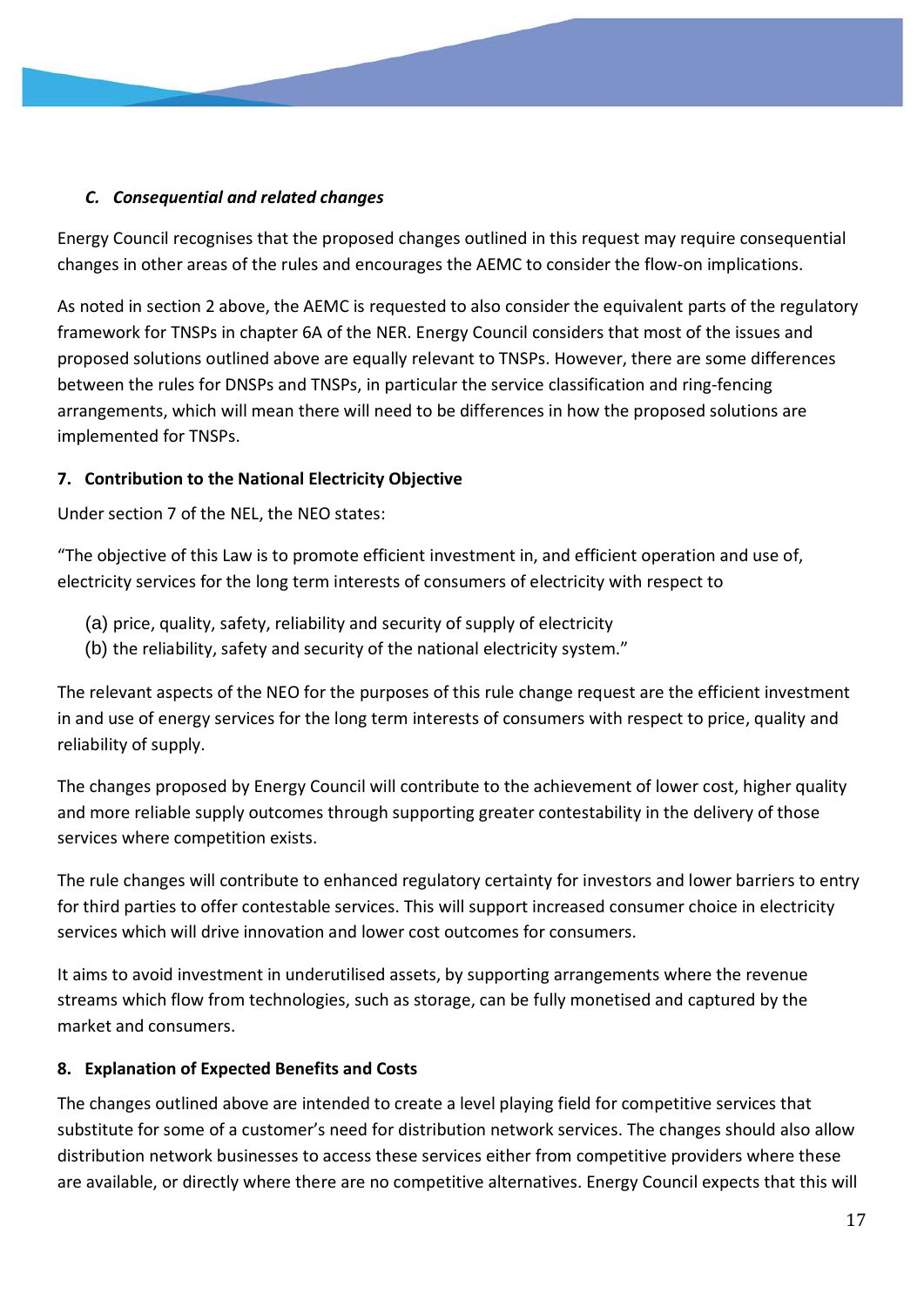### *C. Consequential and related changes*

Energy Council recognises that the proposed changes outlined in this request may require consequential changes in other areas of the rules and encourages the AEMC to consider the flow-on implications.

As noted in section 2 above, the AEMC is requested to also consider the equivalent parts of the regulatory framework for TNSPs in chapter 6A of the NER. Energy Council considers that most of the issues and proposed solutions outlined above are equally relevant to TNSPs. However, there are some differences between the rules for DNSPs and TNSPs, in particular the service classification and ring-fencing arrangements, which will mean there will need to be differences in how the proposed solutions are implemented for TNSPs.

## 7. Contribution to the National Electricity Objective

Under section 7 of the NEL, the NEO states:

"The objective of this Law is to promote efficient investment in, and efficient operation and use of, electricity services for the long term interests of consumers of electricity with respect to

(a) price, quality, safety, reliability and security of supply of electricity
(b) the reliability, safety and security of the national electricity system."

The relevant aspects of the NEO for the purposes of this rule change request are the efficient investment in and use of energy services for the long term interests of consumers with respect to price, quality and reliability of supply.

The changes proposed by Energy Council will contribute to the achievement of lower cost, higher quality and more reliable supply outcomes through supporting greater contestability in the delivery of those services where competition exists.

The rule changes will contribute to enhanced regulatory certainty for investors and lower barriers to entry for third parties to offer contestable services. This will support increased consumer choice in electricity services which will drive innovation and lower cost outcomes for consumers.

It aims to avoid investment in underutilised assets, by supporting arrangements where the revenue streams which flow from technologies, such as storage, can be fully monetised and captured by the market and consumers.

## 8. Explanation of Expected Benefits and Costs

The changes outlined above are intended to create a level playing field for competitive services that substitute for some of a customer's need for distribution network services. The changes should also allow distribution network businesses to access these services either from competitive providers where these are available, or directly where there are no competitive alternatives. Energy Council expects that this will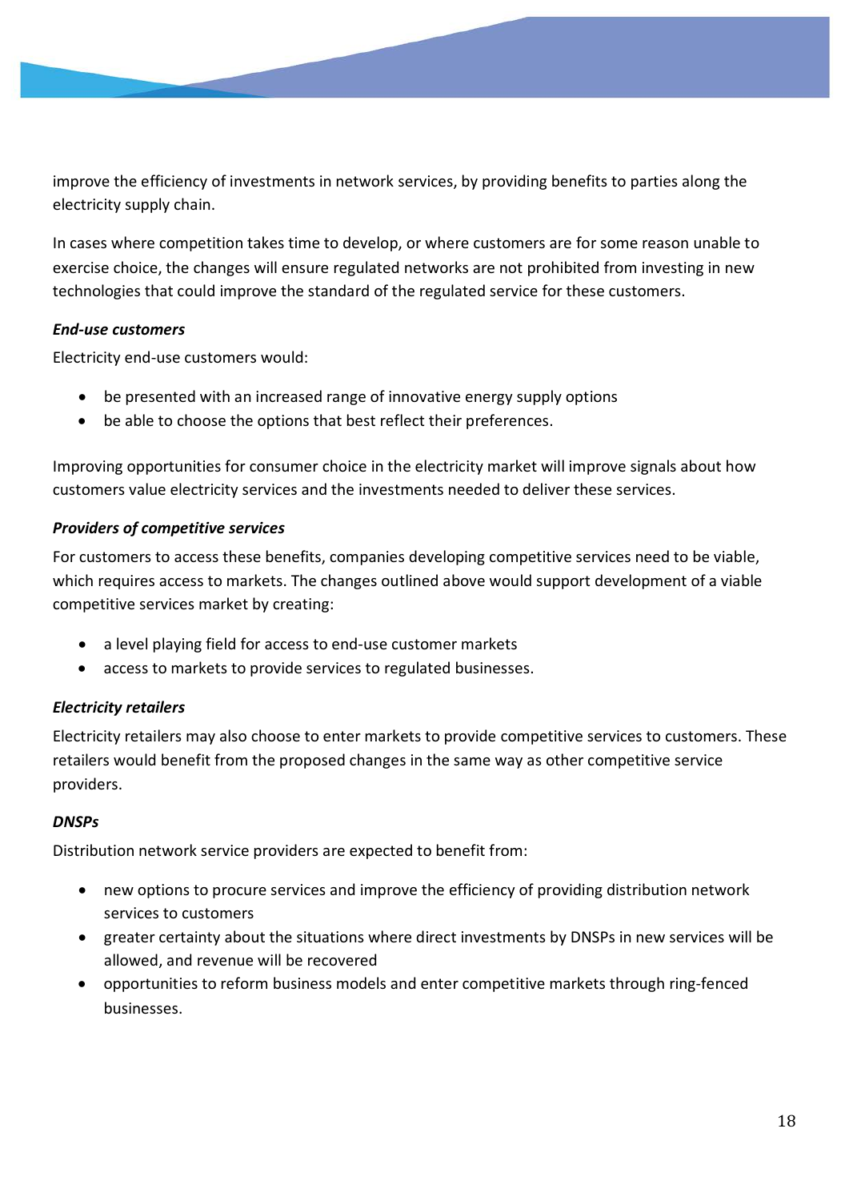improve the efficiency of investments in network services, by providing benefits to parties along the electricity supply chain.

In cases where competition takes time to develop, or where customers are for some reason unable to exercise choice, the changes will ensure regulated networks are not prohibited from investing in new technologies that could improve the standard of the regulated service for these customers.

***End-use customers***

Electricity end-use customers would:

- be presented with an increased range of innovative energy supply options
- be able to choose the options that best reflect their preferences.

Improving opportunities for consumer choice in the electricity market will improve signals about how customers value electricity services and the investments needed to deliver these services.

***Providers of competitive services***

For customers to access these benefits, companies developing competitive services need to be viable, which requires access to markets. The changes outlined above would support development of a viable competitive services market by creating:

- a level playing field for access to end-use customer markets
- access to markets to provide services to regulated businesses.

***Electricity retailers***

Electricity retailers may also choose to enter markets to provide competitive services to customers. These retailers would benefit from the proposed changes in the same way as other competitive service providers.

***DNSPs***

Distribution network service providers are expected to benefit from:

- new options to procure services and improve the efficiency of providing distribution network services to customers
- greater certainty about the situations where direct investments by DNSPs in new services will be allowed, and revenue will be recovered
- opportunities to reform business models and enter competitive markets through ring-fenced businesses.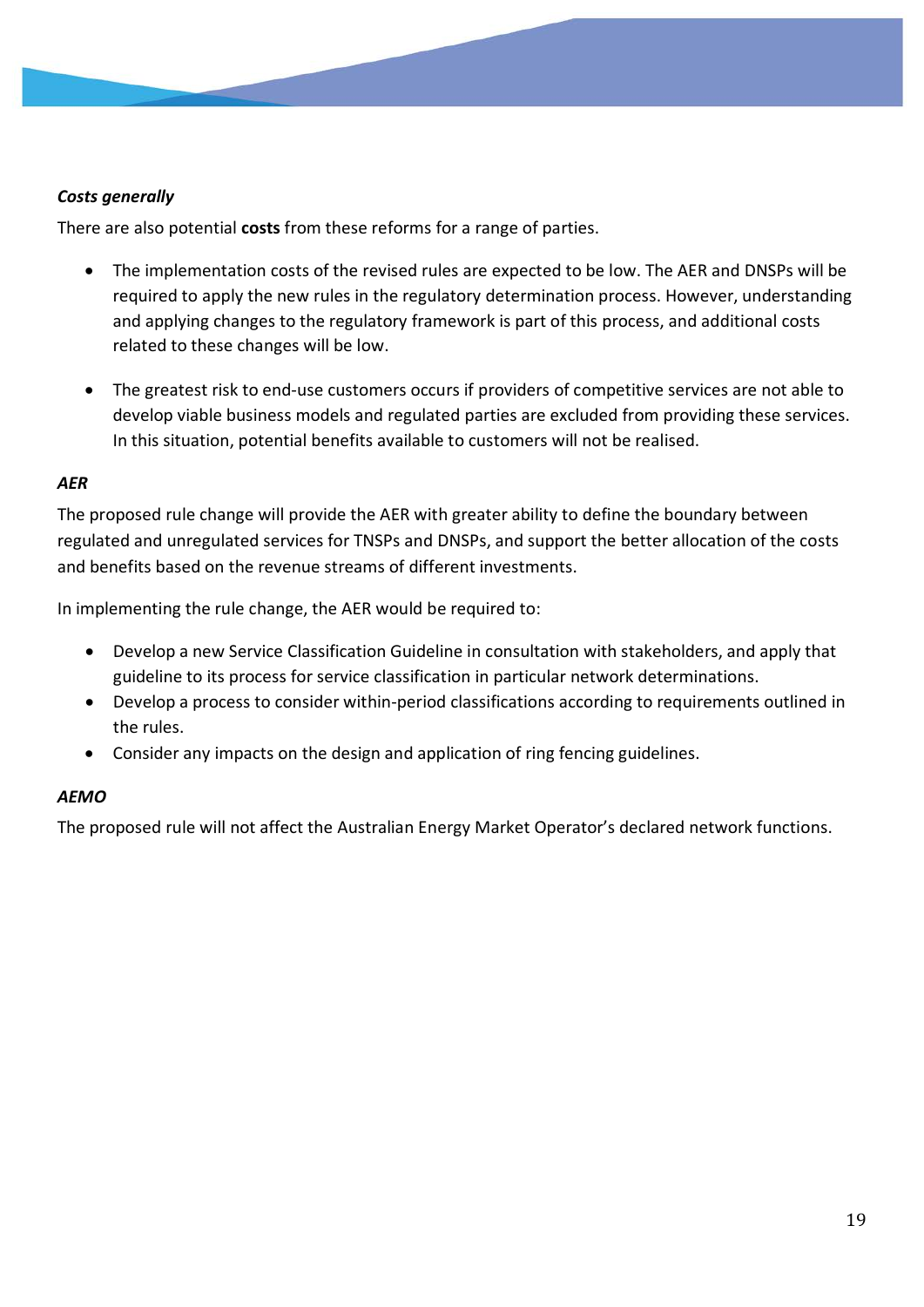***Costs generally***

There are also potential **costs** from these reforms for a range of parties.

- The implementation costs of the revised rules are expected to be low. The AER and DNSPs will be required to apply the new rules in the regulatory determination process. However, understanding and applying changes to the regulatory framework is part of this process, and additional costs related to these changes will be low.

- The greatest risk to end-use customers occurs if providers of competitive services are not able to develop viable business models and regulated parties are excluded from providing these services. In this situation, potential benefits available to customers will not be realised.

***AER***

The proposed rule change will provide the AER with greater ability to define the boundary between regulated and unregulated services for TNSPs and DNSPs, and support the better allocation of the costs and benefits based on the revenue streams of different investments.

In implementing the rule change, the AER would be required to:

- Develop a new Service Classification Guideline in consultation with stakeholders, and apply that guideline to its process for service classification in particular network determinations.
- Develop a process to consider within-period classifications according to requirements outlined in the rules.
- Consider any impacts on the design and application of ring fencing guidelines.

***AEMO***

The proposed rule will not affect the Australian Energy Market Operator's declared network functions.